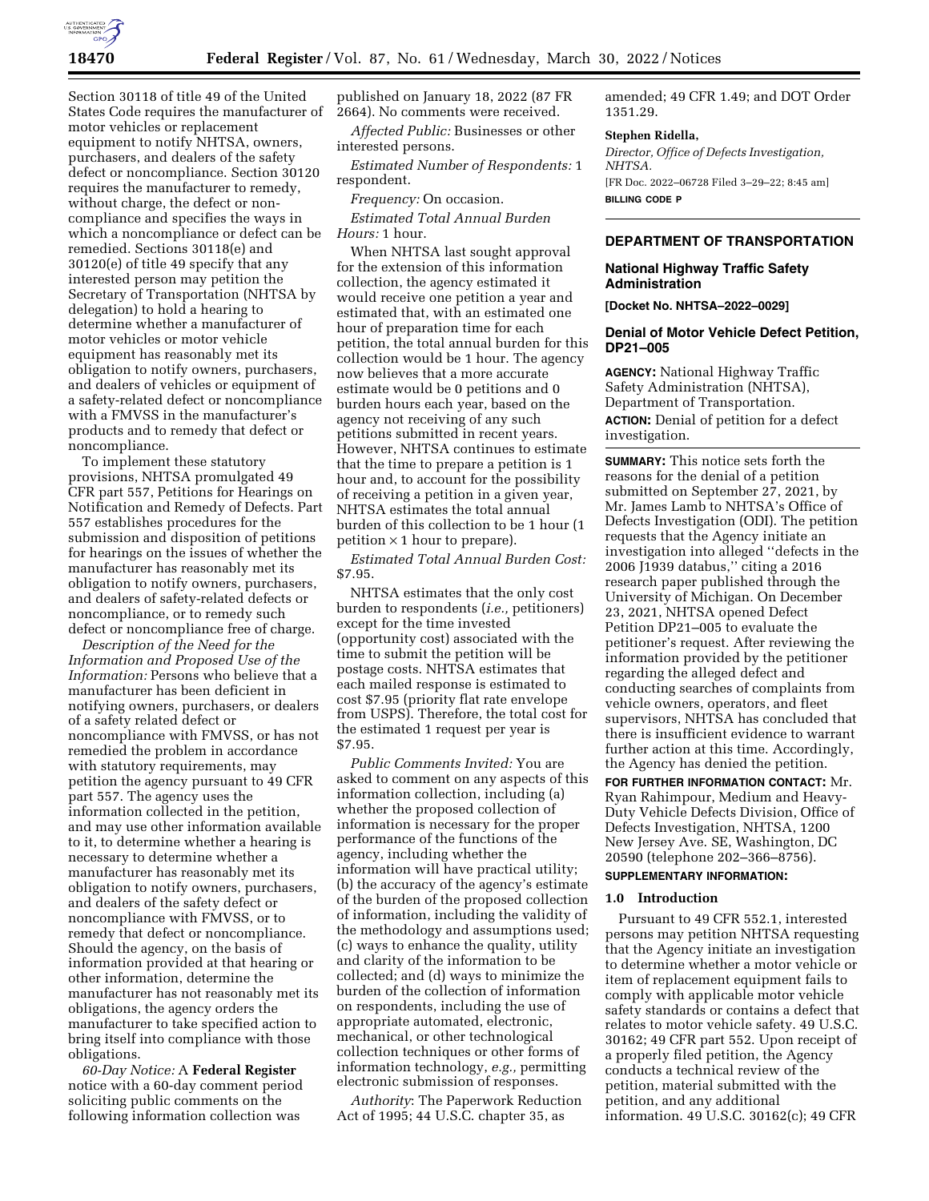Section 30118 of title 49 of the United States Code requires the manufacturer of motor vehicles or replacement equipment to notify NHTSA, owners, purchasers, and dealers of the safety defect or noncompliance. Section 30120 requires the manufacturer to remedy, without charge, the defect or non-compliance and specifies the ways in which a noncompliance or defect can be remedied. Sections 30118(e) and 30120(e) of title 49 specify that any interested person may petition the Secretary of Transportation (NHTSA by delegation) to hold a hearing to determine whether a manufacturer of motor vehicles or motor vehicle equipment has reasonably met its obligation to notify owners, purchasers, and dealers of vehicles or equipment of a safety-related defect or noncompliance with a FMVSS in the manufacturer's products and to remedy that defect or noncompliance.

To implement these statutory provisions, NHTSA promulgated 49 CFR part 557, Petitions for Hearings on Notification and Remedy of Defects. Part 557 establishes procedures for the submission and disposition of petitions for hearings on the issues of whether the manufacturer has reasonably met its obligation to notify owners, purchasers, and dealers of safety-related defects or noncompliance, or to remedy such defect or noncompliance free of charge.

*Description of the Need for the Information and Proposed Use of the Information:* Persons who believe that a manufacturer has been deficient in notifying owners, purchasers, or dealers of a safety related defect or noncompliance with FMVSS, or has not remedied the problem in accordance with statutory requirements, may petition the agency pursuant to 49 CFR part 557. The agency uses the information collected in the petition, and may use other information available to it, to determine whether a hearing is necessary to determine whether a manufacturer has reasonably met its obligation to notify owners, purchasers, and dealers of the safety defect or noncompliance with FMVSS, or to remedy that defect or noncompliance. Should the agency, on the basis of information provided at that hearing or other information, determine the manufacturer has not reasonably met its obligations, the agency orders the manufacturer to take specified action to bring itself into compliance with those obligations.

*60-Day Notice:* A **Federal Register** notice with a 60-day comment period soliciting public comments on the following information collection was published on January 18, 2022 (87 FR 2664). No comments were received.

*Affected Public:* Businesses or other interested persons.

*Estimated Number of Respondents:* 1 respondent.

*Frequency:* On occasion.

*Estimated Total Annual Burden Hours:* 1 hour.

When NHTSA last sought approval for the extension of this information collection, the agency estimated it would receive one petition a year and estimated that, with an estimated one hour of preparation time for each petition, the total annual burden for this collection would be 1 hour. The agency now believes that a more accurate estimate would be 0 petitions and 0 burden hours each year, based on the agency not receiving of any such petitions submitted in recent years. However, NHTSA continues to estimate that the time to prepare a petition is 1 hour and, to account for the possibility of receiving a petition in a given year, NHTSA estimates the total annual burden of this collection to be 1 hour (1 petition × 1 hour to prepare).

*Estimated Total Annual Burden Cost:* $7.95.

NHTSA estimates that the only cost burden to respondents (*i.e.,* petitioners) except for the time invested (opportunity cost) associated with the time to submit the petition will be postage costs. NHTSA estimates that each mailed response is estimated to cost $7.95 (priority flat rate envelope from USPS). Therefore, the total cost for the estimated 1 request per year is $7.95.

*Public Comments Invited:* You are asked to comment on any aspects of this information collection, including (a) whether the proposed collection of information is necessary for the proper performance of the functions of the agency, including whether the information will have practical utility; (b) the accuracy of the agency's estimate of the burden of the proposed collection of information, including the validity of the methodology and assumptions used; (c) ways to enhance the quality, utility and clarity of the information to be collected; and (d) ways to minimize the burden of the collection of information on respondents, including the use of appropriate automated, electronic, mechanical, or other technological collection techniques or other forms of information technology, *e.g.,* permitting electronic submission of responses.

*Authority*: The Paperwork Reduction Act of 1995; 44 U.S.C. chapter 35, as amended; 49 CFR 1.49; and DOT Order 1351.29.

**Stephen Ridella,**

*Director, Office of Defects Investigation, NHTSA.*

[FR Doc. 2022–06728 Filed 3–29–22; 8:45 am]

**BILLING CODE P**

---

## DEPARTMENT OF TRANSPORTATION

### National Highway Traffic Safety Administration

**[Docket No. NHTSA–2022–0029]**

### Denial of Motor Vehicle Defect Petition, DP21–005

**AGENCY:** National Highway Traffic Safety Administration (NHTSA), Department of Transportation.

**ACTION:** Denial of petition for a defect investigation.

**SUMMARY:** This notice sets forth the reasons for the denial of a petition submitted on September 27, 2021, by Mr. James Lamb to NHTSA's Office of Defects Investigation (ODI). The petition requests that the Agency initiate an investigation into alleged "defects in the 2006 J1939 databus," citing a 2016 research paper published through the University of Michigan. On December 23, 2021, NHTSA opened Defect Petition DP21–005 to evaluate the petitioner's request. After reviewing the information provided by the petitioner regarding the alleged defect and conducting searches of complaints from vehicle owners, operators, and fleet supervisors, NHTSA has concluded that there is insufficient evidence to warrant further action at this time. Accordingly, the Agency has denied the petition.

**FOR FURTHER INFORMATION CONTACT:** Mr. Ryan Rahimpour, Medium and Heavy-Duty Vehicle Defects Division, Office of Defects Investigation, NHTSA, 1200 New Jersey Ave. SE, Washington, DC 20590 (telephone 202–366–8756).

**SUPPLEMENTARY INFORMATION:**

**1.0 Introduction**

Pursuant to 49 CFR 552.1, interested persons may petition NHTSA requesting that the Agency initiate an investigation to determine whether a motor vehicle or item of replacement equipment fails to comply with applicable motor vehicle safety standards or contains a defect that relates to motor vehicle safety. 49 U.S.C. 30162; 49 CFR part 552. Upon receipt of a properly filed petition, the Agency conducts a technical review of the petition, material submitted with the petition, and any additional information. 49 U.S.C. 30162(c); 49 CFR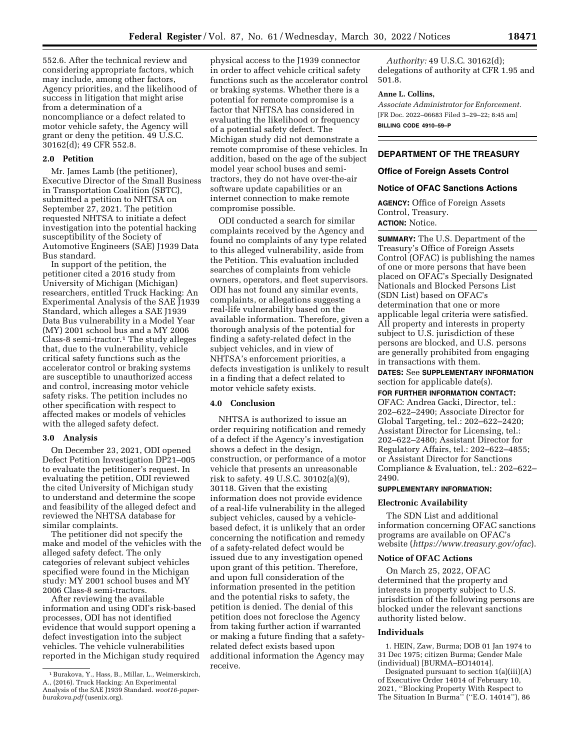552.6. After the technical review and considering appropriate factors, which may include, among other factors, Agency priorities, and the likelihood of success in litigation that might arise from a determination of a noncompliance or a defect related to motor vehicle safety, the Agency will grant or deny the petition. 49 U.S.C. 30162(d); 49 CFR 552.8.

### 2.0 Petition

Mr. James Lamb (the petitioner), Executive Director of the Small Business in Transportation Coalition (SBTC), submitted a petition to NHTSA on September 27, 2021. The petition requested NHTSA to initiate a defect investigation into the potential hacking susceptibility of the Society of Automotive Engineers (SAE) J1939 Data Bus standard.

In support of the petition, the petitioner cited a 2016 study from University of Michigan (Michigan) researchers, entitled Truck Hacking: An Experimental Analysis of the SAE J1939 Standard, which alleges a SAE J1939 Data Bus vulnerability in a Model Year (MY) 2001 school bus and a MY 2006 Class-8 semi-tractor.[1] The study alleges that, due to the vulnerability, vehicle critical safety functions such as the accelerator control or braking systems are susceptible to unauthorized access and control, increasing motor vehicle safety risks. The petition includes no other specification with respect to affected makes or models of vehicles with the alleged safety defect.

### 3.0 Analysis

On December 23, 2021, ODI opened Defect Petition Investigation DP21–005 to evaluate the petitioner's request. In evaluating the petition, ODI reviewed the cited University of Michigan study to understand and determine the scope and feasibility of the alleged defect and reviewed the NHTSA database for similar complaints.

The petitioner did not specify the make and model of the vehicles with the alleged safety defect. The only categories of relevant subject vehicles specified were found in the Michigan study: MY 2001 school buses and MY 2006 Class-8 semi-tractors.

After reviewing the available information and using ODI's risk-based processes, ODI has not identified evidence that would support opening a defect investigation into the subject vehicles. The vehicle vulnerabilities reported in the Michigan study required physical access to the J1939 connector in order to affect vehicle critical safety functions such as the accelerator control or braking systems. Whether there is a potential for remote compromise is a factor that NHTSA has considered in evaluating the likelihood or frequency of a potential safety defect. The Michigan study did not demonstrate a remote compromise of these vehicles. In addition, based on the age of the subject model year school buses and semi-tractors, they do not have over-the-air software update capabilities or an internet connection to make remote compromise possible.

ODI conducted a search for similar complaints received by the Agency and found no complaints of any type related to this alleged vulnerability, aside from the Petition. This evaluation included searches of complaints from vehicle owners, operators, and fleet supervisors. ODI has not found any similar events, complaints, or allegations suggesting a real-life vulnerability based on the available information. Therefore, given a thorough analysis of the potential for finding a safety-related defect in the subject vehicles, and in view of NHTSA's enforcement priorities, a defects investigation is unlikely to result in a finding that a defect related to motor vehicle safety exists.

### 4.0 Conclusion

NHTSA is authorized to issue an order requiring notification and remedy of a defect if the Agency's investigation shows a defect in the design, construction, or performance of a motor vehicle that presents an unreasonable risk to safety. 49 U.S.C. 30102(a)(9), 30118. Given that the existing information does not provide evidence of a real-life vulnerability in the alleged subject vehicles, caused by a vehicle-based defect, it is unlikely that an order concerning the notification and remedy of a safety-related defect would be issued due to any investigation opened upon grant of this petition. Therefore, and upon full consideration of the information presented in the petition and the potential risks to safety, the petition is denied. The denial of this petition does not foreclose the Agency from taking further action if warranted or making a future finding that a safety-related defect exists based upon additional information the Agency may receive.

*Authority:* 49 U.S.C. 30162(d); delegations of authority at CFR 1.95 and 501.8.

**Anne L. Collins,**

*Associate Administrator for Enforcement.*

[FR Doc. 2022–06683 Filed 3–29–22; 8:45 am]

**BILLING CODE 4910–59–P**

[1] Burakova, Y., Hass, B., Millar, L., Weimerskirch, A., (2016). Truck Hacking: An Experimental Analysis of the SAE J1939 Standard. *woot16-paper-burakova.pdf* (usenix.org).

---

## DEPARTMENT OF THE TREASURY

### Office of Foreign Assets Control

### Notice of OFAC Sanctions Actions

**AGENCY:** Office of Foreign Assets Control, Treasury.

**ACTION:** Notice.

**SUMMARY:** The U.S. Department of the Treasury's Office of Foreign Assets Control (OFAC) is publishing the names of one or more persons that have been placed on OFAC's Specially Designated Nationals and Blocked Persons List (SDN List) based on OFAC's determination that one or more applicable legal criteria were satisfied. All property and interests in property subject to U.S. jurisdiction of these persons are blocked, and U.S. persons are generally prohibited from engaging in transactions with them.

**DATES:** See **SUPPLEMENTARY INFORMATION** section for applicable date(s).

**FOR FURTHER INFORMATION CONTACT:** OFAC: Andrea Gacki, Director, tel.: 202–622–2490; Associate Director for Global Targeting, tel.: 202–622–2420; Assistant Director for Licensing, tel.: 202–622–2480; Assistant Director for Regulatory Affairs, tel.: 202–622–4855; or Assistant Director for Sanctions Compliance & Evaluation, tel.: 202–622–2490.

**SUPPLEMENTARY INFORMATION:**

#### Electronic Availability

The SDN List and additional information concerning OFAC sanctions programs are available on OFAC's website (*https://www.treasury.gov/ofac*).

#### Notice of OFAC Actions

On March 25, 2022, OFAC determined that the property and interests in property subject to U.S. jurisdiction of the following persons are blocked under the relevant sanctions authority listed below.

#### Individuals

1. HEIN, Zaw, Burma; DOB 01 Jan 1974 to 31 Dec 1975; citizen Burma; Gender Male (individual) [BURMA–EO14014].

Designated pursuant to section 1(a)(iii)(A) of Executive Order 14014 of February 10, 2021, ''Blocking Property With Respect to The Situation In Burma'' (''E.O. 14014''), 86